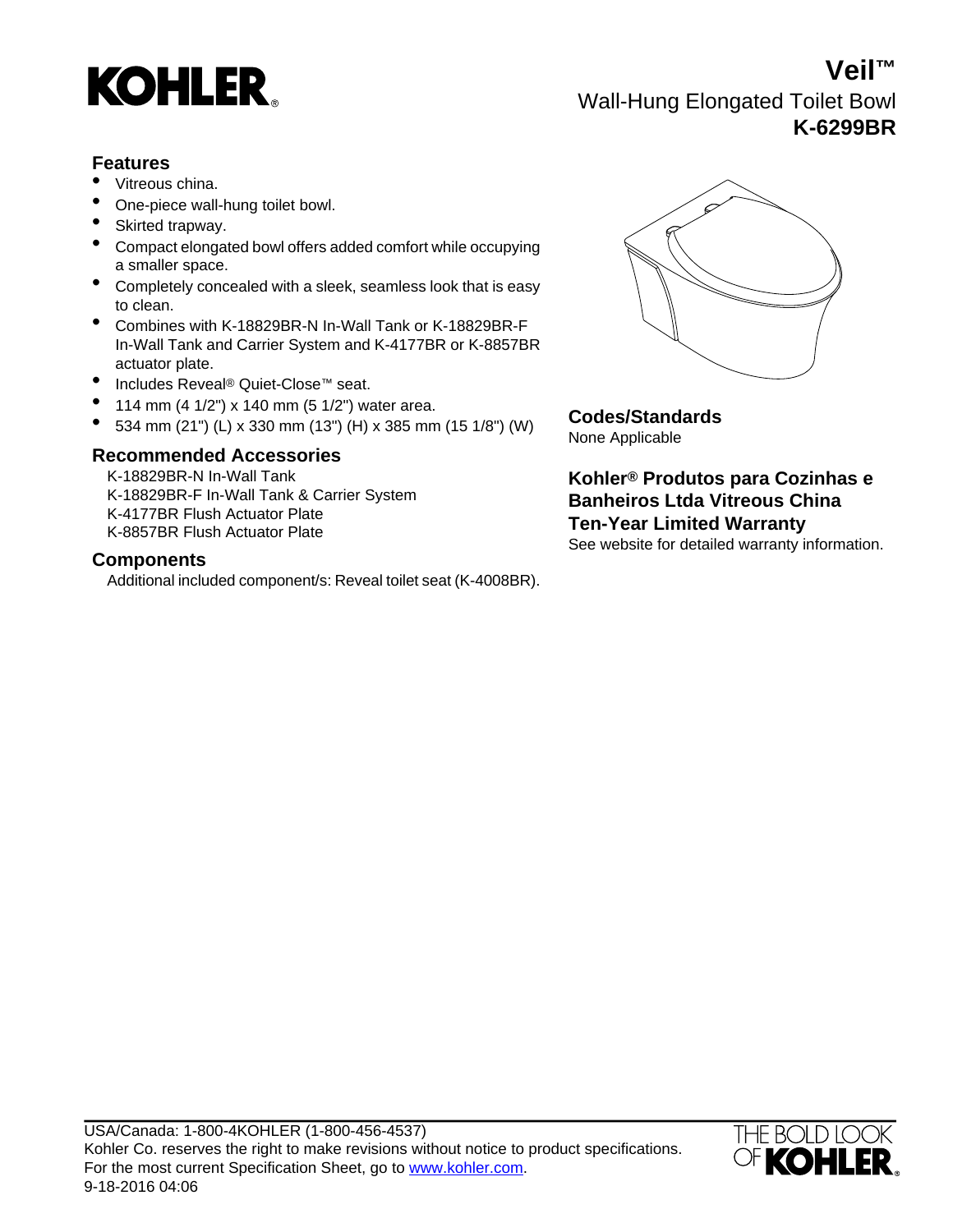# Veil™

## Wall-Hung Elongated Toilet Bowl

## K-6299BR

### Features

- Vitreous china.
- One-piece wall-hung toilet bowl.
- Skirted trapway.
- Compact elongated bowl offers added comfort while occupying a smaller space.
- Completely concealed with a sleek, seamless look that is easy to clean.
- Combines with K-18829BR-N In-Wall Tank or K-18829BR-F In-Wall Tank and Carrier System and K-4177BR or K-8857BR actuator plate.
- Includes Reveal® Quiet-Close™ seat.
- 114 mm (4 1/2") x 140 mm (5 1/2") water area.
- 534 mm (21") (L) x 330 mm (13") (H) x 385 mm (15 1/8") (W)

### Recommended Accessories

K-18829BR-N In-Wall Tank
K-18829BR-F In-Wall Tank & Carrier System
K-4177BR Flush Actuator Plate
K-8857BR Flush Actuator Plate

### Components

Additional included component/s: Reveal toilet seat (K-4008BR).

### Codes/Standards

None Applicable

### Kohler® Produtos para Cozinhas e Banheiros Ltda Vitreous China Ten-Year Limited Warranty

See website for detailed warranty information.

USA/Canada: 1-800-4KOHLER (1-800-456-4537)
Kohler Co. reserves the right to make revisions without notice to product specifications.
For the most current Specification Sheet, go to www.kohler.com.
9-18-2016 04:06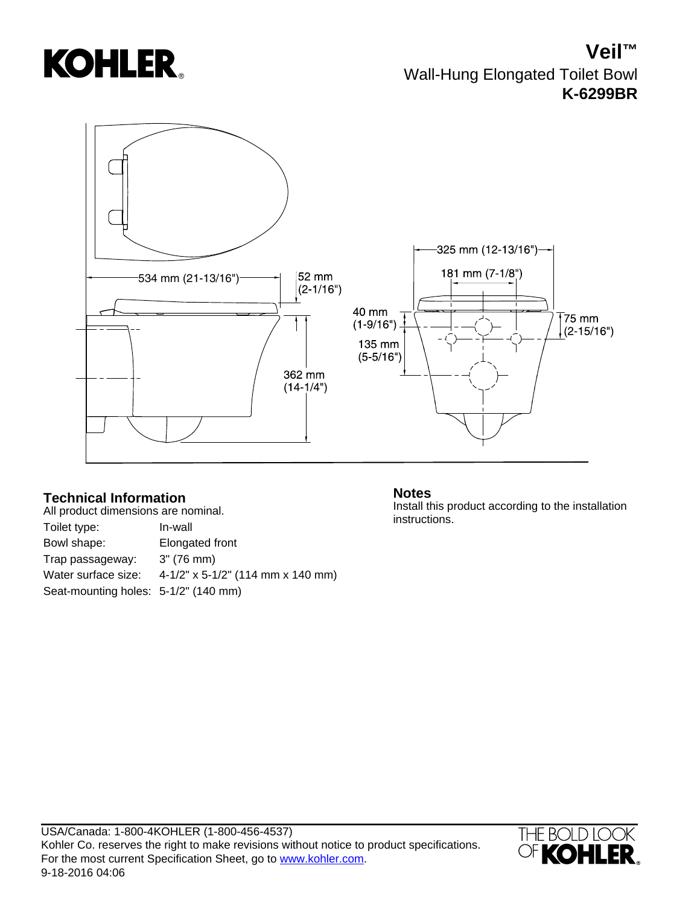**KOHLER**

# Veil™

## Wall-Hung Elongated Toilet Bowl

## K-6299BR

534 mm (21-13/16")
52 mm
(2-1/16")
362 mm
(14-1/4")
325 mm (12-13/16")
181 mm (7-1/8")
40 mm
(1-9/16")
135 mm
(5-5/16")
75 mm
(2-15/16")

### Technical Information

All product dimensions are nominal.

| | |
|---|---|
| Toilet type: | In-wall |
| Bowl shape: | Elongated front |
| Trap passageway: | 3" (76 mm) |
| Water surface size: | 4-1/2" x 5-1/2" (114 mm x 140 mm) |
| Seat-mounting holes: | 5-1/2" (140 mm) |

### Notes

Install this product according to the installation instructions.

USA/Canada: 1-800-4KOHLER (1-800-456-4537)
Kohler Co. reserves the right to make revisions without notice to product specifications.
For the most current Specification Sheet, go to www.kohler.com.
9-18-2016 04:06

THE BOLD LOOK OF KOHLER.